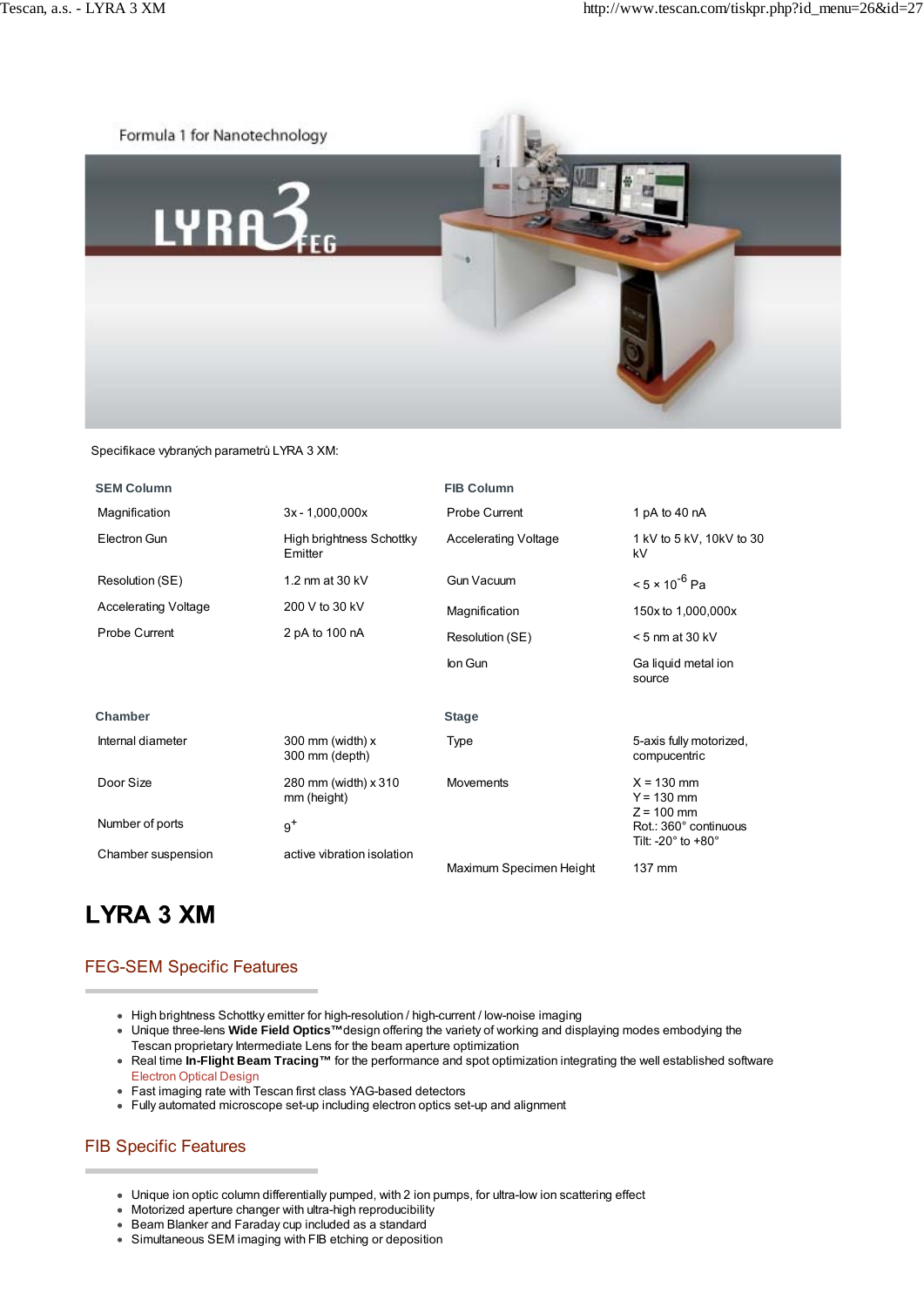Formula 1 for Nanotechnology

LYRA 3 FEG

Specifikace vybraných parametrů LYRA 3 XM:

| SEM Column | | FIB Column | |
|---|---|---|---|
| Magnification | 3x - 1,000,000x | Probe Current | 1 pA to 40 nA |
| Electron Gun | High brightness Schottky Emitter | Accelerating Voltage | 1 kV to 5 kV, 10kV to 30 kV |
| Resolution (SE) | 1.2 nm at 30 kV | Gun Vacuum | $< 5 \times 10^{-6}$ Pa |
| Accelerating Voltage | 200 V to 30 kV | Magnification | 150x to 1,000,000x |
| Probe Current | 2 pA to 100 nA | Resolution (SE) | < 5 nm at 30 kV |
| | | Ion Gun | Ga liquid metal ion source |

| Chamber | | Stage | |
|---|---|---|---|
| Internal diameter | 300 mm (width) x 300 mm (depth) | Type | 5-axis fully motorized, compucentric |
| Door Size | 280 mm (width) x 310 mm (height) | Movements | X = 130 mm<br>Y = 130 mm<br>Z = 100 mm<br>Rot.: 360° continuous<br>Tilt: -20° to +80° |
| Number of ports | $9^+$ | | |
| Chamber suspension | active vibration isolation | Maximum Specimen Height | 137 mm |

# LYRA 3 XM

## FEG-SEM Specific Features

- High brightness Schottky emitter for high-resolution / high-current / low-noise imaging
- Unique three-lens **Wide Field Optics™** design offering the variety of working and displaying modes embodying the Tescan proprietary Intermediate Lens for the beam aperture optimization
- Real time **In-Flight Beam Tracing™** for the performance and spot optimization integrating the well established software Electron Optical Design
- Fast imaging rate with Tescan first class YAG-based detectors
- Fully automated microscope set-up including electron optics set-up and alignment

## FIB Specific Features

- Unique ion optic column differentially pumped, with 2 ion pumps, for ultra-low ion scattering effect
- Motorized aperture changer with ultra-high reproducibility
- Beam Blanker and Faraday cup included as a standard
- Simultaneous SEM imaging with FIB etching or deposition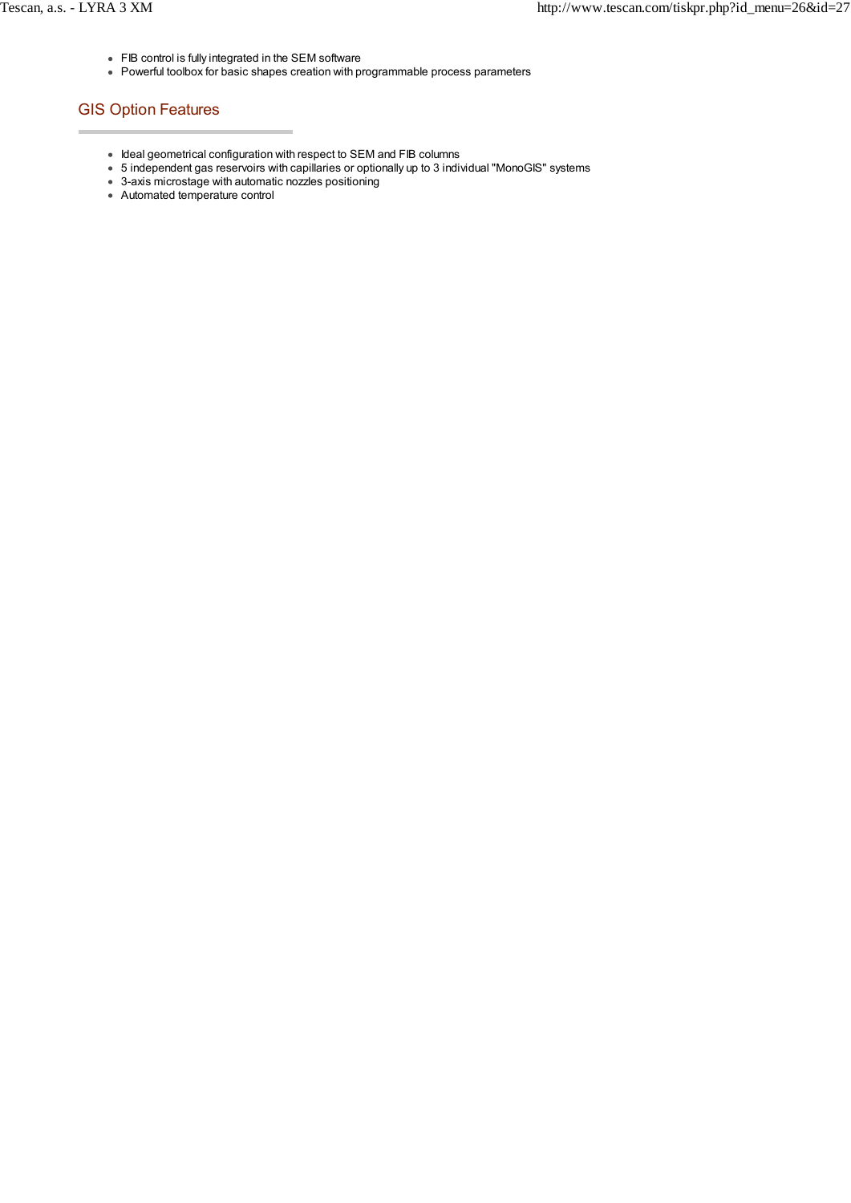- FIB control is fully integrated in the SEM software
- Powerful toolbox for basic shapes creation with programmable process parameters

## GIS Option Features

- Ideal geometrical configuration with respect to SEM and FIB columns
- 5 independent gas reservoirs with capillaries or optionally up to 3 individual "MonoGIS" systems
- 3-axis microstage with automatic nozzles positioning
- Automated temperature control